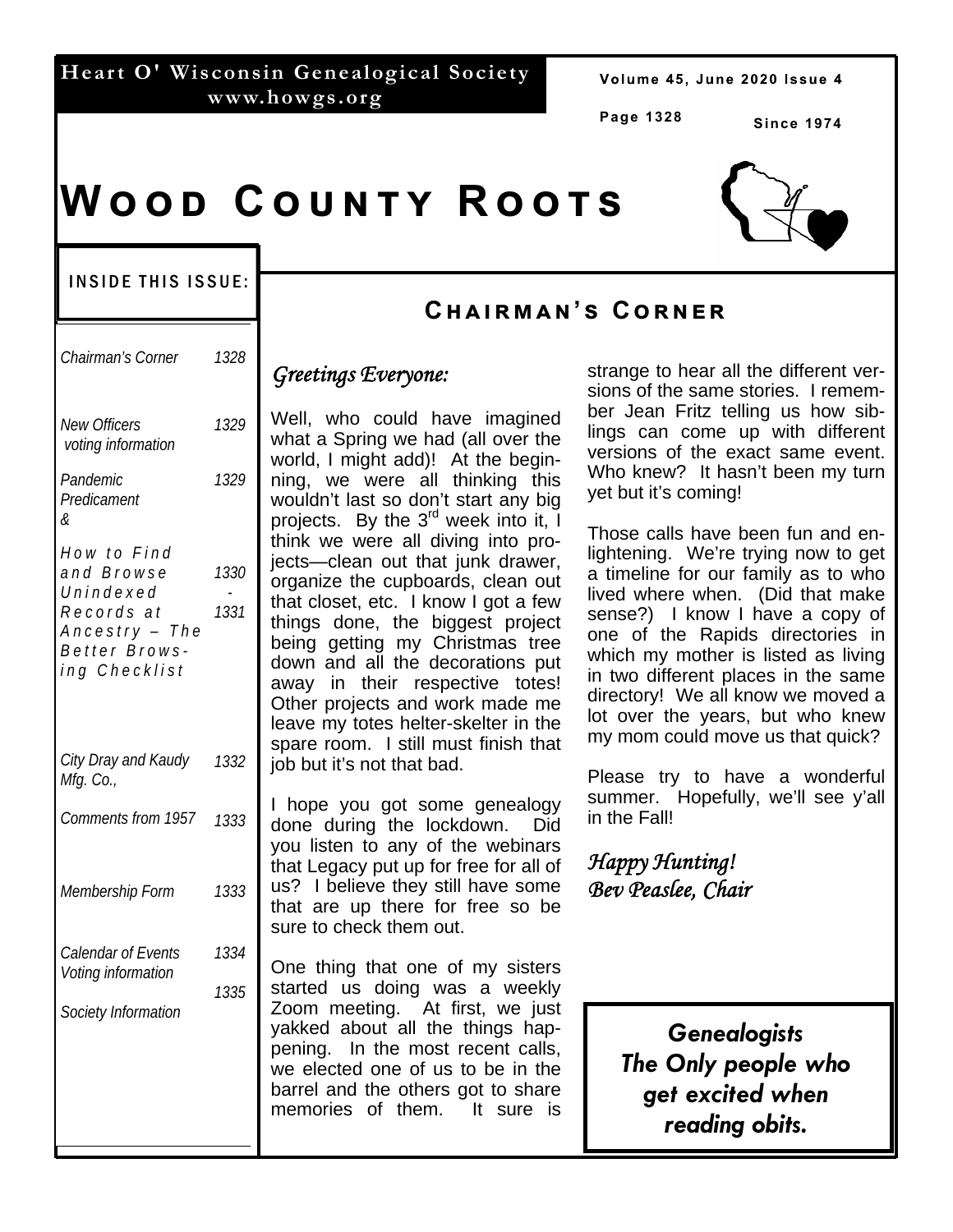Heart O' Wisconsin Genealogical Society
www.howgs.org

Since 1974

# Wood County Roots

## Inside This Issue:

| | |
|---|---|
| Chairman's Corner | 1328 |
| New Officers voting information | 1329 |
| Pandemic Predicament & | 1329 |
| How to Find and Browse Unindexed Records at Ancestry – The Better Browsing Checklist | 1330 - 1331 |
| City Dray and Kaudy Mfg. Co., | 1332 |
| Comments from 1957 | 1333 |
| Membership Form | 1333 |
| Calendar of Events Voting information | 1334 |
| Society Information | 1335 |

## Chairman's Corner

*Greetings Everyone:*

Well, who could have imagined what a Spring we had (all over the world, I might add)! At the beginning, we were all thinking this wouldn't last so don't start any big projects. By the 3rd week into it, I think we were all diving into projects—clean out that junk drawer, organize the cupboards, clean out that closet, etc. I know I got a few things done, the biggest project being getting my Christmas tree down and all the decorations put away in their respective totes! Other projects and work made me leave my totes helter-skelter in the spare room. I still must finish that job but it's not that bad.

I hope you got some genealogy done during the lockdown. Did you listen to any of the webinars that Legacy put up for free for all of us? I believe they still have some that are up there for free so be sure to check them out.

One thing that one of my sisters started us doing was a weekly Zoom meeting. At first, we just yakked about all the things happening. In the most recent calls, we elected one of us to be in the barrel and the others got to share memories of them. It sure is strange to hear all the different versions of the same stories. I remember Jean Fritz telling us how siblings can come up with different versions of the exact same event. Who knew? It hasn't been my turn yet but it's coming!

Those calls have been fun and enlightening. We're trying now to get a timeline for our family as to who lived where when. (Did that make sense?) I know I have a copy of one of the Rapids directories in which my mother is listed as living in two different places in the same directory! We all know we moved a lot over the years, but who knew my mom could move us that quick?

Please try to have a wonderful summer. Hopefully, we'll see y'all in the Fall!

*Happy Hunting!*
*Bev Peaslee, Chair*

**Genealogists**
**The Only people who get excited when reading obits.**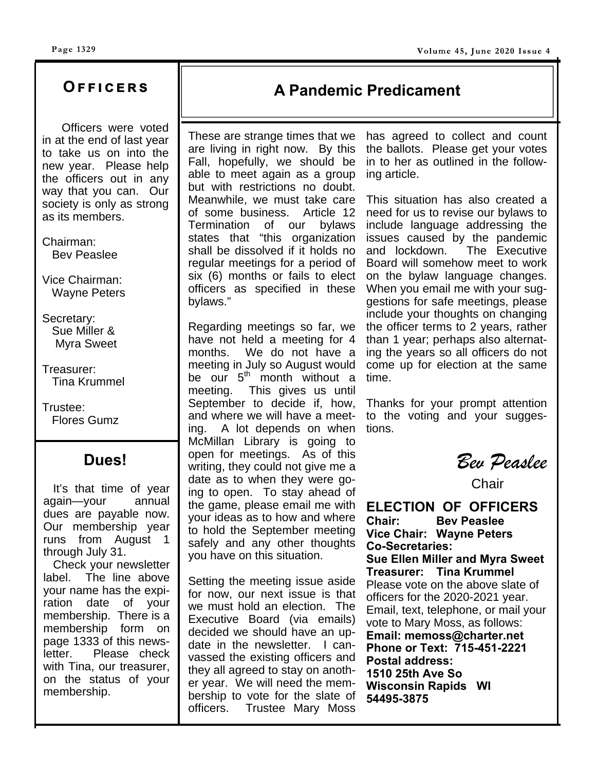## Officers

Officers were voted in at the end of last year to take us on into the new year. Please help the officers out in any way that you can. Our society is only as strong as its members.

Chairman:
Bev Peaslee

Vice Chairman:
Wayne Peters

Secretary:
Sue Miller &
Myra Sweet

Treasurer:
Tina Krummel

Trustee:
Flores Gumz

## Dues!

It's that time of year again—your annual dues are payable now. Our membership year runs from August 1 through July 31.

Check your newsletter label. The line above your name has the expiration date of your membership. There is a membership form on page 1333 of this newsletter. Please check with Tina, our treasurer, on the status of your membership.

## A Pandemic Predicament

These are strange times that we are living in right now. By this Fall, hopefully, we should be able to meet again as a group but with restrictions no doubt. Meanwhile, we must take care of some business. Article 12 Termination of our bylaws states that "this organization shall be dissolved if it holds no regular meetings for a period of six (6) months or fails to elect officers as specified in these bylaws."

Regarding meetings so far, we have not held a meeting for 4 months. We do not have a meeting in July so August would be our 5th month without a meeting. This gives us until September to decide if, how, and where we will have a meeting. A lot depends on when McMillan Library is going to open for meetings. As of this writing, they could not give me a date as to when they were going to open. To stay ahead of the game, please email me with your ideas as to how and where to hold the September meeting safely and any other thoughts you have on this situation.

Setting the meeting issue aside for now, our next issue is that we must hold an election. The Executive Board (via emails) decided we should have an update in the newsletter. I canvassed the existing officers and they all agreed to stay on another year. We will need the membership to vote for the slate of officers. Trustee Mary Moss has agreed to collect and count the ballots. Please get your votes in to her as outlined in the following article.

This situation has also created a need for us to revise our bylaws to include language addressing the issues caused by the pandemic and lockdown. The Executive Board will somehow meet to work on the bylaw language changes. When you email me with your suggestions for safe meetings, please include your thoughts on changing the officer terms to 2 years, rather than 1 year; perhaps also alternating the years so all officers do not come up for election at the same time.

Thanks for your prompt attention to the voting and your suggestions.

*Bev Peaslee*
Chair

### ELECTION OF OFFICERS

**Chair: Bev Peaslee**
**Vice Chair: Wayne Peters**
**Co-Secretaries:**
**Sue Ellen Miller and Myra Sweet**
**Treasurer: Tina Krummel**

Please vote on the above slate of officers for the 2020-2021 year. Email, text, telephone, or mail your vote to Mary Moss, as follows:

**Email: memoss@charter.net**
**Phone or Text: 715-451-2221**
**Postal address:**
**1510 25th Ave So**
**Wisconsin Rapids WI**
**54495-3875**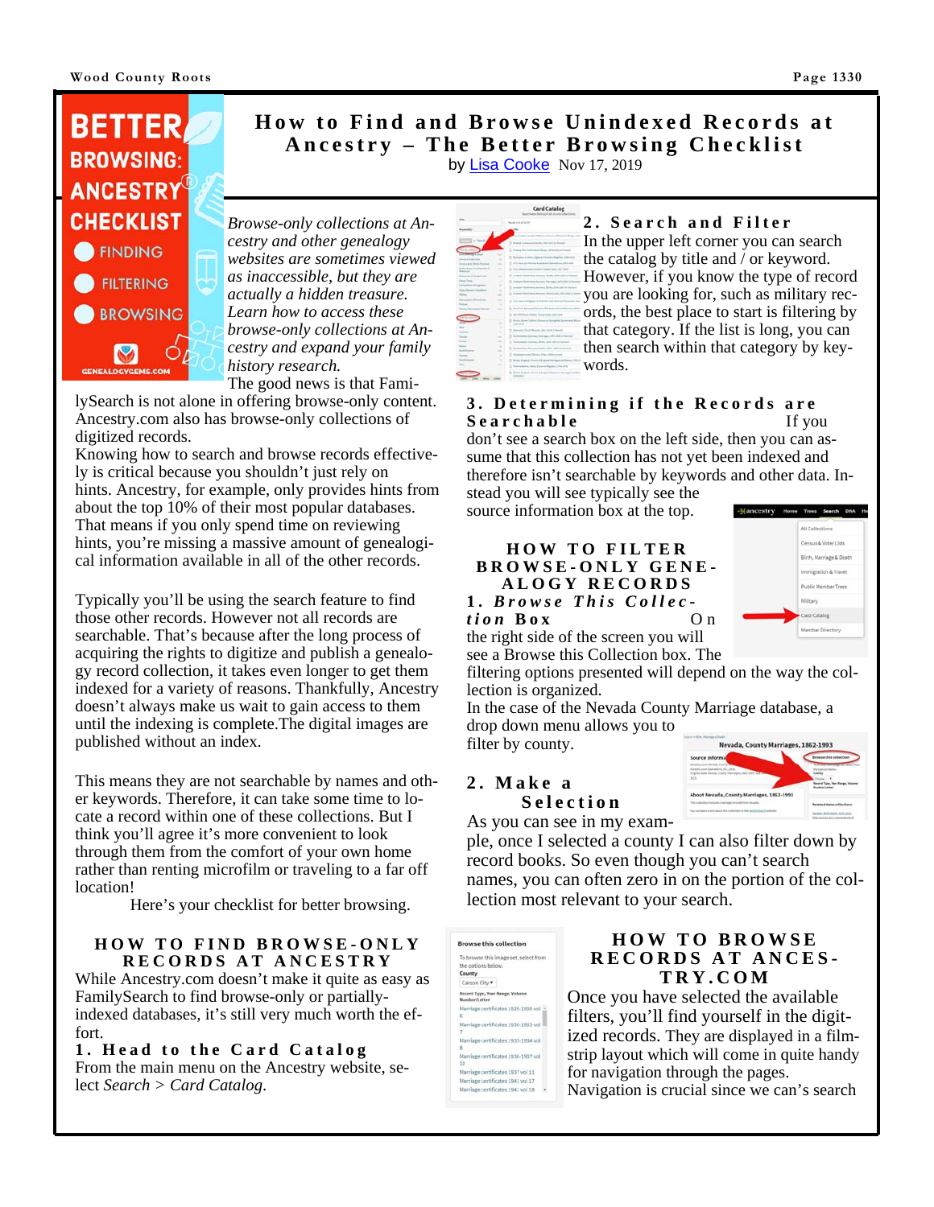# How to Find and Browse Unindexed Records at Ancestry – The Better Browsing Checklist

by Lisa Cooke Nov 17, 2019

*Browse-only collections at Ancestry and other genealogy websites are sometimes viewed as inaccessible, but they are actually a hidden treasure. Learn how to access these browse-only collections at Ancestry and expand your family history research.*

The good news is that FamilySearch is not alone in offering browse-only content. Ancestry.com also has browse-only collections of digitized records.

Knowing how to search and browse records effectively is critical because you shouldn't just rely on hints. Ancestry, for example, only provides hints from about the top 10% of their most popular databases. That means if you only spend time on reviewing hints, you're missing a massive amount of genealogical information available in all of the other records.

Typically you'll be using the search feature to find those other records. However not all records are searchable. That's because after the long process of acquiring the rights to digitize and publish a genealogy record collection, it takes even longer to get them indexed for a variety of reasons. Thankfully, Ancestry doesn't always make us wait to gain access to them until the indexing is complete.The digital images are published without an index.

This means they are not searchable by names and other keywords. Therefore, it can take some time to locate a record within one of these collections. But I think you'll agree it's more convenient to look through them from the comfort of your own home rather than renting microfilm or traveling to a far off location!

Here's your checklist for better browsing.

## HOW TO FIND BROWSE-ONLY RECORDS AT ANCESTRY

While Ancestry.com doesn't make it quite as easy as FamilySearch to find browse-only or partially-indexed databases, it's still very much worth the effort.

### 1. Head to the Card Catalog

From the main menu on the Ancestry website, select *Search* > *Card Catalog.*

### 2. Search and Filter

In the upper left corner you can search the catalog by title and / or keyword. However, if you know the type of record you are looking for, such as military records, the best place to start is filtering by that category. If the list is long, you can then search within that category by keywords.

### 3. Determining if the Records are Searchable

If you don't see a search box on the left side, then you can assume that this collection has not yet been indexed and therefore isn't searchable by keywords and other data. Instead you will see typically see the source information box at the top.

## HOW TO FILTER BROWSE-ONLY GENEALOGY RECORDS

### 1. Browse This Collection Box

On the right side of the screen you will see a Browse this Collection box. The filtering options presented will depend on the way the collection is organized.

In the case of the Nevada County Marriage database, a drop down menu allows you to filter by county.

### 2. Make a Selection

As you can see in my example, once I selected a county I can also filter down by record books. So even though you can't search names, you can often zero in on the portion of the collection most relevant to your search.

## HOW TO BROWSE RECORDS AT ANCESTRY.COM

Once you have selected the available filters, you'll find yourself in the digitized records. They are displayed in a filmstrip layout which will come in quite handy for navigation through the pages.

Navigation is crucial since we can't search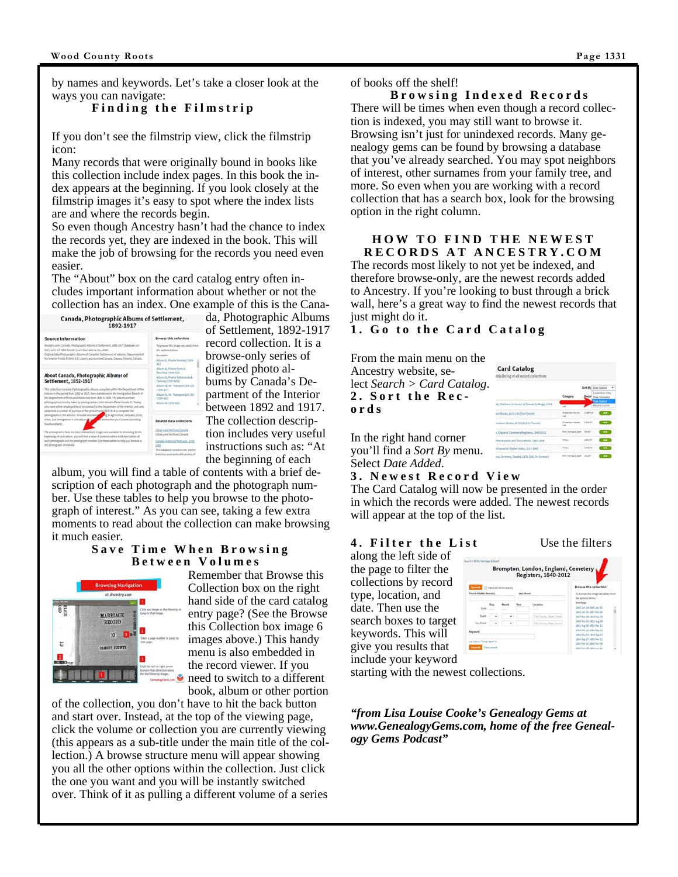by names and keywords. Let's take a closer look at the ways you can navigate:

### Finding the Filmstrip

If you don't see the filmstrip view, click the filmstrip icon:

Many records that were originally bound in books like this collection include index pages. In this book the index appears at the beginning. If you look closely at the filmstrip images it's easy to spot where the index lists are and where the records begin.

So even though Ancestry hasn't had the chance to index the records yet, they are indexed in the book. This will make the job of browsing for the records you need even easier.

The "About" box on the card catalog entry often includes important information about whether or not the collection has an index. One example of this is the Canada, Photographic Albums of Settlement, 1892-1917 record collection. It is a browse-only series of digitized photo albums by Canada's Department of the Interior between 1892 and 1917. The collection description includes very useful instructions such as: "At the beginning of each album, you will find a table of contents with a brief description of each photograph and the photograph number. Use these tables to help you browse to the photograph of interest." As you can see, taking a few extra moments to read about the collection can make browsing it much easier.

### Save Time When Browsing Between Volumes

Remember that Browse this Collection box on the right hand side of the card catalog entry page? (See the Browse this Collection box image 6 images above.) This handy menu is also embedded in the record viewer. If you need to switch to a different book, album or other portion of the collection, you don't have to hit the back button and start over. Instead, at the top of the viewing page, click the volume or collection you are currently viewing (this appears as a sub-title under the main title of the collection.) A browse structure menu will appear showing you all the other options within the collection. Just click the one you want and you will be instantly switched over. Think of it as pulling a different volume of a series of books off the shelf!

### Browsing Indexed Records

There will be times when even though a record collection is indexed, you may still want to browse it. Browsing isn't just for unindexed records. Many genealogy gems can be found by browsing a database that you've already searched. You may spot neighbors of interest, other surnames from your family tree, and more. So even when you are working with a record collection that has a search box, look for the browsing option in the right column.

## HOW TO FIND THE NEWEST RECORDS AT ANCESTRY.COM

The records most likely to not yet be indexed, and therefore browse-only, are the newest records added to Ancestry. If you're looking to bust through a brick wall, here's a great way to find the newest records that just might do it.

### 1. Go to the Card Catalog

From the main menu on the Ancestry website, select *Search > Card Catalog*.

### 2. Sort the Records

In the right hand corner you'll find a *Sort By* menu. Select *Date Added*.

### 3. Newest Record View

The Card Catalog will now be presented in the order in which the records were added. The newest records will appear at the top of the list.

### 4. Filter the List

Use the filters along the left side of the page to filter the collections by record type, location, and date. Then use the search boxes to target keywords. This will give you results that include your keyword starting with the newest collections.

***"from Lisa Louise Cooke's Genealogy Gems at www.GenealogyGems.com, home of the free Genealogy Gems Podcast"***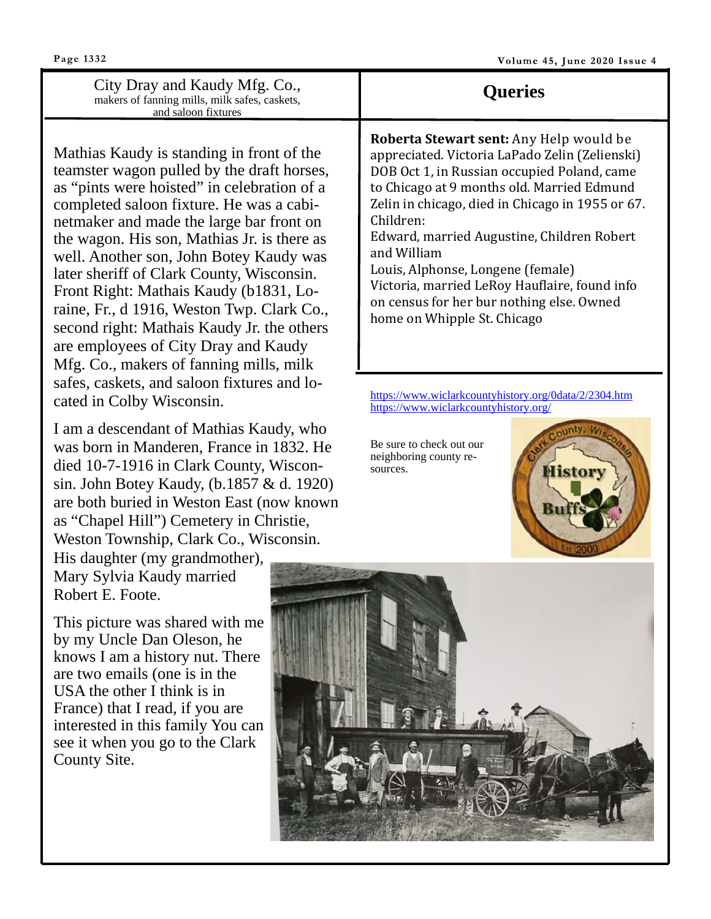## City Dray and Kaudy Mfg. Co.,

makers of fanning mills, milk safes, caskets, and saloon fixtures

Mathias Kaudy is standing in front of the teamster wagon pulled by the draft horses, as "pints were hoisted" in celebration of a completed saloon fixture. He was a cabinetmaker and made the large bar front on the wagon. His son, Mathias Jr. is there as well. Another son, John Botey Kaudy was later sheriff of Clark County, Wisconsin. Front Right: Mathais Kaudy (b1831, Loraine, Fr., d 1916, Weston Twp. Clark Co., second right: Mathais Kaudy Jr. the others are employees of City Dray and Kaudy Mfg. Co., makers of fanning mills, milk safes, caskets, and saloon fixtures and located in Colby Wisconsin.

I am a descendant of Mathias Kaudy, who was born in Manderen, France in 1832. He died 10-7-1916 in Clark County, Wisconsin. John Botey Kaudy, (b.1857 & d. 1920) are both buried in Weston East (now known as "Chapel Hill") Cemetery in Christie, Weston Township, Clark Co., Wisconsin. His daughter (my grandmother), Mary Sylvia Kaudy married Robert E. Foote.

This picture was shared with me by my Uncle Dan Oleson, he knows I am a history nut. There are two emails (one is in the USA the other I think is in France) that I read, if you are interested in this family You can see it when you go to the Clark County Site.

## Queries

**Roberta Stewart sent:** Any Help would be appreciated. Victoria LaPado Zelin (Zelienski) DOB Oct 1, in Russian occupied Poland, came to Chicago at 9 months old. Married Edmund Zelin in chicago, died in Chicago in 1955 or 67. Children:
Edward, married Augustine, Children Robert and William
Louis, Alphonse, Longene (female)
Victoria, married LeRoy Hauflaire, found info on census for her bur nothing else. Owned home on Whipple St. Chicago

https://www.wiclarkcountyhistory.org/0data/2/2304.htm
https://www.wiclarkcountyhistory.org/

Be sure to check out our neighboring county resources.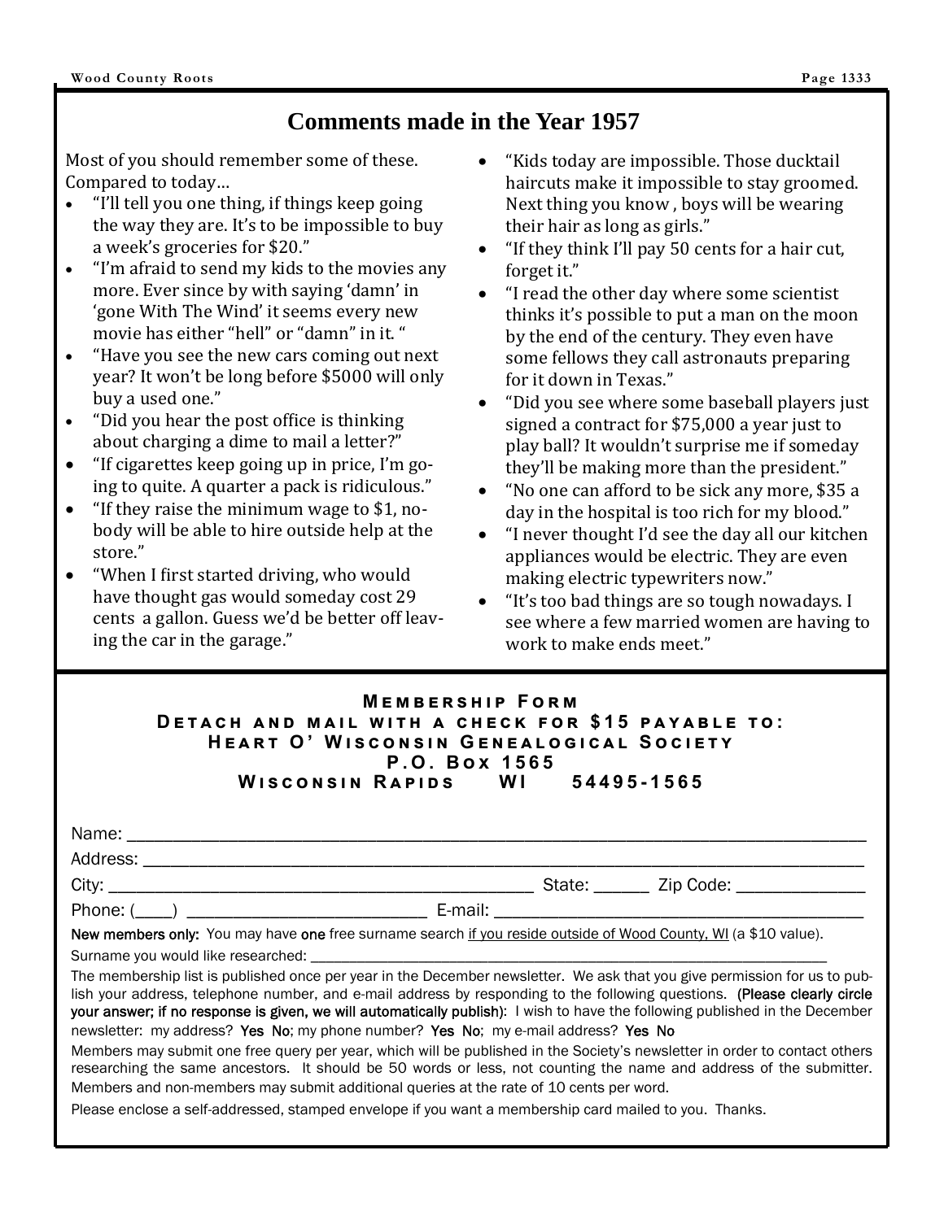## Comments made in the Year 1957

Most of you should remember some of these. Compared to today…

- "I'll tell you one thing, if things keep going the way they are. It's to be impossible to buy a week's groceries for $20."
- "I'm afraid to send my kids to the movies any more. Ever since by with saying 'damn' in 'gone With The Wind' it seems every new movie has either "hell" or "damn" in it. "
- "Have you see the new cars coming out next year? It won't be long before $5000 will only buy a used one."
- "Did you hear the post office is thinking about charging a dime to mail a letter?"
- "If cigarettes keep going up in price, I'm going to quite. A quarter a pack is ridiculous."
- "If they raise the minimum wage to $1, nobody will be able to hire outside help at the store."
- "When I first started driving, who would have thought gas would someday cost 29 cents a gallon. Guess we'd be better off leaving the car in the garage."
- "Kids today are impossible. Those ducktail haircuts make it impossible to stay groomed. Next thing you know , boys will be wearing their hair as long as girls."
- "If they think I'll pay 50 cents for a hair cut, forget it."
- "I read the other day where some scientist thinks it's possible to put a man on the moon by the end of the century. They even have some fellows they call astronauts preparing for it down in Texas."
- "Did you see where some baseball players just signed a contract for $75,000 a year just to play ball? It wouldn't surprise me if someday they'll be making more than the president."
- "No one can afford to be sick any more, $35 a day in the hospital is too rich for my blood."
- "I never thought I'd see the day all our kitchen appliances would be electric. They are even making electric typewriters now."
- "It's too bad things are so tough nowadays. I see where a few married women are having to work to make ends meet."

---

**MEMBERSHIP FORM**
**DETACH AND MAIL WITH A CHECK FOR $15 PAYABLE TO:**
**HEART O' WISCONSIN GENEALOGICAL SOCIETY**
**P.O. BOX 1565**
**WISCONSIN RAPIDS WI 54495-1565**

Name: ______________________________________________

Address: ______________________________________________

City: ______________________________ State: ______ Zip Code: ______________

Phone: (____) __________________________ E-mail: ______________________________

**New members only:** You may have **one** free surname search if you reside outside of Wood County, WI (a $10 value).

Surname you would like researched: ______________________________________________

The membership list is published once per year in the December newsletter. We ask that you give permission for us to publish your address, telephone number, and e-mail address by responding to the following questions. **(Please clearly circle your answer; if no response is given, we will automatically publish)**: I wish to have the following published in the December newsletter: my address? **Yes No**; my phone number? **Yes No**; my e-mail address? **Yes No**

Members may submit one free query per year, which will be published in the Society's newsletter in order to contact others researching the same ancestors. It should be 50 words or less, not counting the name and address of the submitter. Members and non-members may submit additional queries at the rate of 10 cents per word.

Please enclose a self-addressed, stamped envelope if you want a membership card mailed to you. Thanks.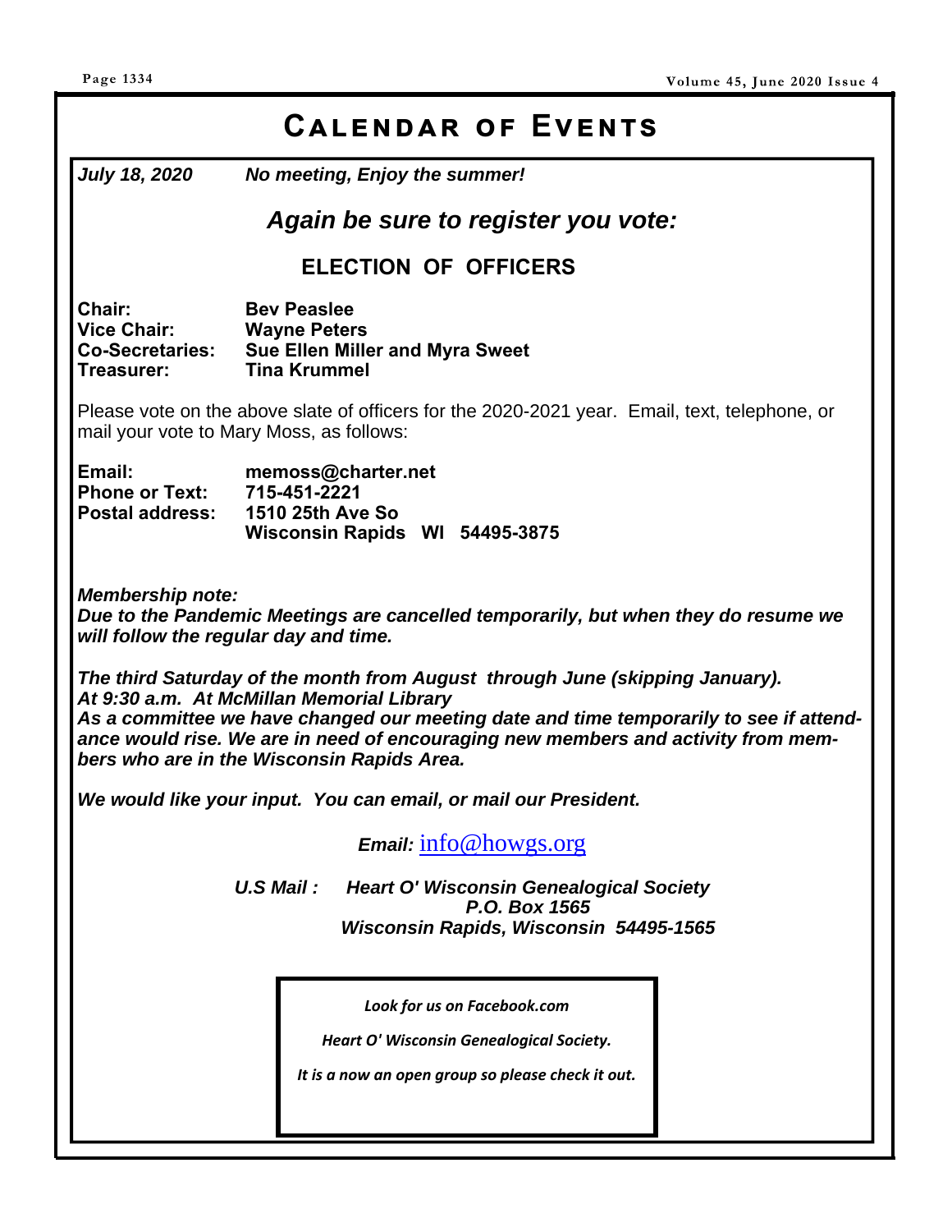# Calendar of Events

***July 18, 2020*** ***No meeting, Enjoy the summer!***

## *Again be sure to register you vote:*

### ELECTION OF OFFICERS

**Chair:** **Bev Peaslee**
**Vice Chair:** **Wayne Peters**
**Co-Secretaries:** **Sue Ellen Miller and Myra Sweet**
**Treasurer:** **Tina Krummel**

Please vote on the above slate of officers for the 2020-2021 year. Email, text, telephone, or mail your vote to Mary Moss, as follows:

**Email:** **memoss@charter.net**
**Phone or Text:** **715-451-2221**
**Postal address:** **1510 25th Ave So**
**Wisconsin Rapids WI 54495-3875**

***Membership note:***
***Due to the Pandemic Meetings are cancelled temporarily, but when they do resume we will follow the regular day and time.***

***The third Saturday of the month from August through June (skipping January).***
***At 9:30 a.m. At McMillan Memorial Library***
***As a committee we have changed our meeting date and time temporarily to see if attendance would rise. We are in need of encouraging new members and activity from members who are in the Wisconsin Rapids Area.***

***We would like your input. You can email, or mail our President.***

***Email:*** info@howgs.org

***U.S Mail :*** ***Heart O' Wisconsin Genealogical Society***
***P.O. Box 1565***
***Wisconsin Rapids, Wisconsin 54495-1565***

***Look for us on Facebook.com***

***Heart O' Wisconsin Genealogical Society.***

***It is a now an open group so please check it out.***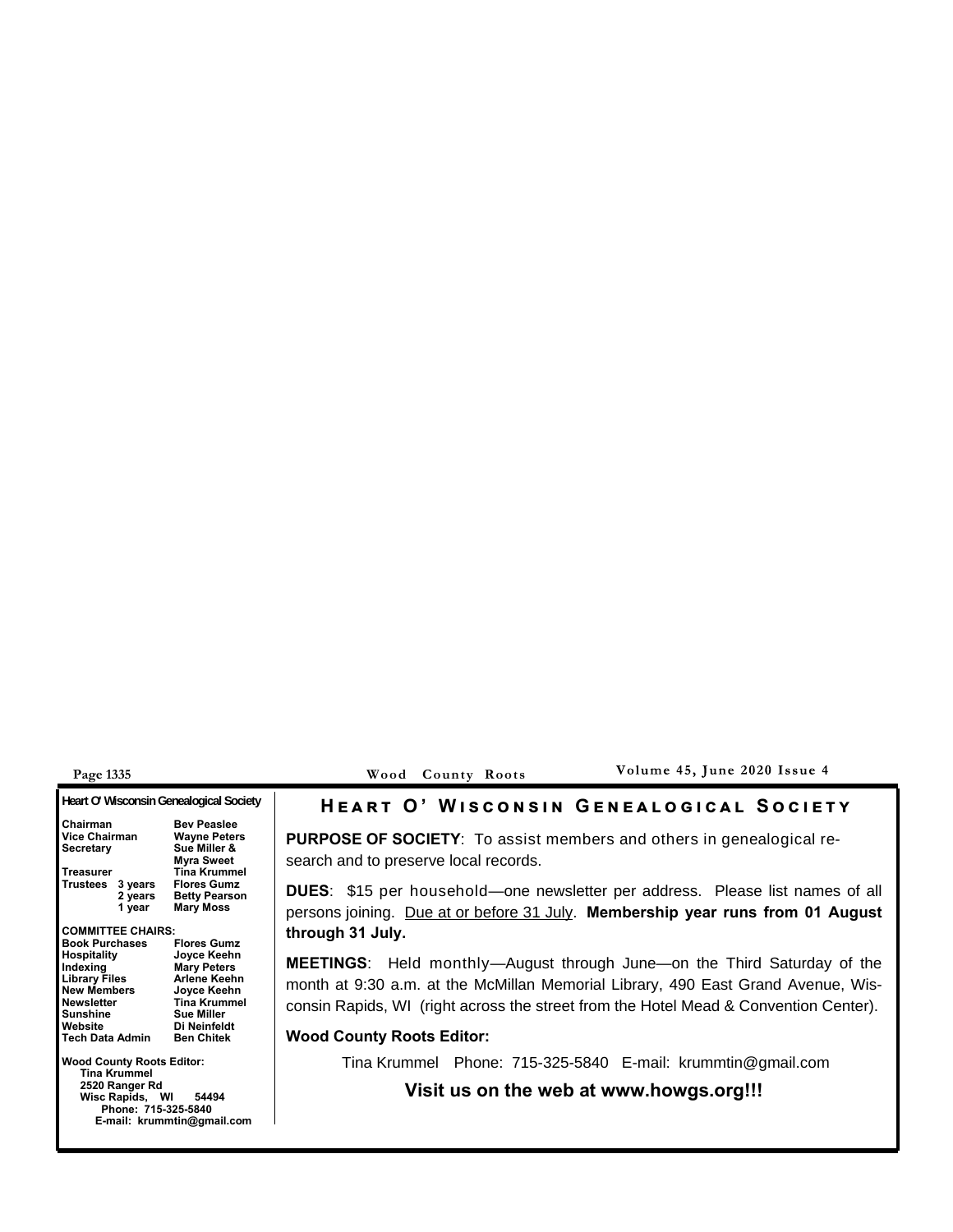**Heart O' Wisconsin Genealogical Society**

| | |
|---|---|
| **Chairman** | **Bev Peaslee** |
| **Vice Chairman** | **Wayne Peters** |
| **Secretary** | **Sue Miller & Myra Sweet** |
| **Treasurer** | **Tina Krummel** |
| **Trustees 3 years** | **Flores Gumz** |
| **2 years** | **Betty Pearson** |
| **1 year** | **Mary Moss** |

**COMMITTEE CHAIRS:**

| | |
|---|---|
| **Book Purchases** | **Flores Gumz** |
| **Hospitality** | **Joyce Keehn** |
| **Indexing** | **Mary Peters** |
| **Library Files** | **Arlene Keehn** |
| **New Members** | **Joyce Keehn** |
| **Newsletter** | **Tina Krummel** |
| **Sunshine** | **Sue Miller** |
| **Website** | **Di Neinfeldt** |
| **Tech Data Admin** | **Ben Chitek** |

**Wood County Roots Editor:**
**Tina Krummel**
**2520 Ranger Rd**
**Wisc Rapids, WI 54494**
**Phone: 715-325-5840**
**E-mail: krummtin@gmail.com**

## HEART O' WISCONSIN GENEALOGICAL SOCIETY

**PURPOSE OF SOCIETY**: To assist members and others in genealogical research and to preserve local records.

**DUES**: $15 per household—one newsletter per address. Please list names of all persons joining. Due at or before 31 July. **Membership year runs from 01 August through 31 July.**

**MEETINGS**: Held monthly—August through June—on the Third Saturday of the month at 9:30 a.m. at the McMillan Memorial Library, 490 East Grand Avenue, Wisconsin Rapids, WI (right across the street from the Hotel Mead & Convention Center).

**Wood County Roots Editor:**

Tina Krummel Phone: 715-325-5840 E-mail: krummtin@gmail.com

**Visit us on the web at www.howgs.org!!!**